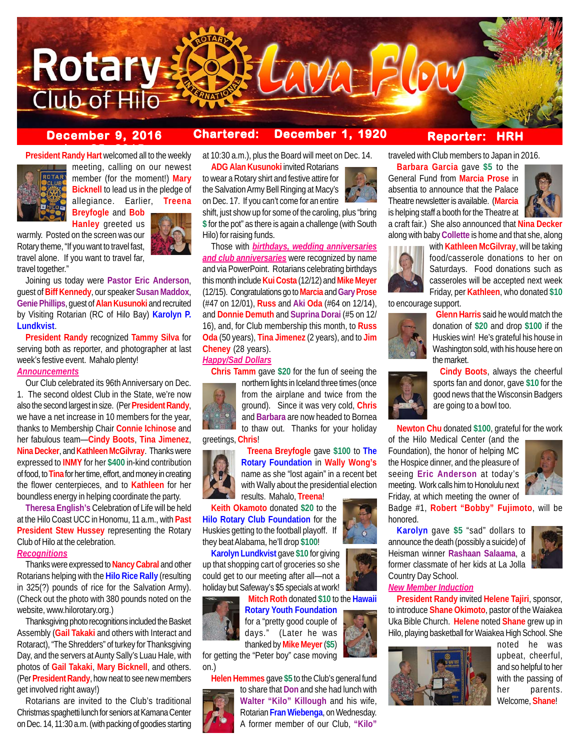# Rotary Club of Hilo Lava Flow

**December 9, 2016** | **Chartered: December 1, 1920** | **Reporter: HRH**

**President Randy Hart** welcomed all to the weekly meeting, calling on our newest member (for the moment!) **Mary Bicknell** to lead us in the pledge of allegiance. Earlier, **Treena Breyfogle** and **Bob Hanley** greeted us warmly. Posted on the screen was our Rotary theme, "If you want to travel fast, travel alone. If you want to travel far, travel together."

Joining us today were **Pastor Eric Anderson**, guest of **Biff Kennedy**, our speaker **Susan Maddox**, **Genie Phillips**, guest of **Alan Kusunoki** and recruited by Visiting Rotarian (RC of Hilo Bay) **Karolyn P. Lundkvist**.

**President Randy** recognized **Tammy Silva** for serving both as reporter, and photographer at last week's festive event. Mahalo plenty!

***Announcements***

Our Club celebrated its 96th Anniversary on Dec. 1. The second oldest Club in the State, we're now also the second largest in size. (Per **President Randy**, we have a net increase in 10 members for the year, thanks to Membership Chair **Connie Ichinose** and her fabulous team—**Cindy Boots**, **Tina Jimenez**, **Nina Decker**, and **Kathleen McGilvray**. Thanks were expressed to **INMY** for her **$400** in-kind contribution of food, to **Tina** for her time, effort, and money in creating the flower centerpieces, and to **Kathleen** for her boundless energy in helping coordinate the party.

**Theresa English's** Celebration of Life will be held at the Hilo Coast UCC in Honomu, 11 a.m., with **Past President Stew Hussey** representing the Rotary Club of Hilo at the celebration.

***Recognitions***

Thanks were expressed to **Nancy Cabral** and other Rotarians helping with the **Hilo Rice Rally** (resulting in 325(?) pounds of rice for the Salvation Army). (Check out the photo with 380 pounds noted on the website, www.hilorotary.org.)

Thanksgiving photo recognitions included the Basket Assembly (**Gail Takaki** and others with Interact and Rotaract), "The Shredders" of turkey for Thanksgiving Day, and the servers at Aunty Sally's Luau Hale, with photos of **Gail Takaki**, **Mary Bicknell**, and others. (Per **President Randy**, how neat to see new members get involved right away!)

Rotarians are invited to the Club's traditional Christmas spaghetti lunch for seniors at Kamana Center on Dec. 14, 11:30 a.m. (with packing of goodies starting at 10:30 a.m.), plus the Board will meet on Dec. 14.

**ADG Alan Kusunoki** invited Rotarians to wear a Rotary shirt and festive attire for the Salvation Army Bell Ringing at Macy's on Dec. 17. If you can't come for an entire shift, just show up for some of the caroling, plus "bring **$** for the pot" as there is again a challenge (with South Hilo) for raising funds.

Those with ***birthdays, wedding anniversaries and club anniversaries*** were recognized by name and via PowerPoint. Rotarians celebrating birthdays this month include **Kui Costa** (12/12) and **Mike Meyer** (12/15). Congratulations go to **Marcia** and **Gary Prose** (#47 on 12/01), **Russ** and **Aki Oda** (#64 on 12/14), and **Donnie Demuth** and **Suprina Dorai** (#5 on 12/16), and, for Club membership this month, to **Russ Oda** (50 years), **Tina Jimenez** (2 years), and to **Jim Cheney** (28 years).

***Happy/Sad Dollars***

**Chris Tamm** gave **$20** for the fun of seeing the northern lights in Iceland three times (once from the airplane and twice from the ground). Since it was very cold, **Chris** and **Barbara** are now headed to Borneo to thaw out. Thanks for your holiday greetings, **Chris**!

**Treena Breyfogle** gave **$100** to **The Rotary Foundation** in **Wally Wong's** name as she "lost again" in a recent bet with Wally about the presidential election results. Mahalo, **Treena**!

**Keith Okamoto** donated **$20** to the **Hilo Rotary Club Foundation** for the Huskies getting to the football playoff. If they beat Alabama, he'll drop **$100**!

**Karolyn Lundkvist** gave **$10** for giving up that shopping cart of groceries so she could get to our meeting after all—not a holiday but Safeway's $5 specials at work!

**Mitch Roth** donated **$10** to the **Hawaii Rotary Youth Foundation** for a "pretty good couple of days." (Later he was thanked by **Mike Meyer** (**$5**) for getting the "Peter boy" case moving on.)

**Helen Hemmes** gave **$5** to the Club's general fund to share that **Don** and she had lunch with **Walter "Kilo" Killough** and his wife, Rotarian **Fran Wiebenga**, on Wednesday. A former member of our Club, **"Kilo"** traveled with Club members to Japan in 2016.

**Barbara Garcia** gave **$5** to the General Fund from **Marcia Prose** in absentia to announce that the Palace Theatre newsletter is available. (**Marcia** is helping staff a booth for the Theatre at a craft fair.) She also announced that **Nina Decker** along with baby **Collette** is home and that she, along with **Kathleen McGilvray**, will be taking food/casserole donations to her on Saturdays. Food donations such as casseroles will be accepted next week Friday, per **Kathleen**, who donated **$10** to encourage support.

**Glenn Harris** said he would match the donation of **$20** and drop **$100** if the Huskies win! He's grateful his house in Washington sold, with his house here on the market.

**Cindy Boots**, always the cheerful sports fan and donor, gave **$10** for the good news that the Wisconsin Badgers are going to a bowl too.

**Newton Chu** donated **$100**, grateful for the work of the Hilo Medical Center (and the Foundation), the honor of helping MC the Hospice dinner, and the pleasure of seeing **Eric Anderson** at today's meeting. Work calls him to Honolulu next Friday, at which meeting the owner of Badge #1, **Robert "Bobby" Fujimoto**, will be honored.

**Karolyn** gave **$5** "sad" dollars to announce the death (possibly a suicide) of Heisman winner **Rashaan Salaama**, a former classmate of her kids at La Jolla Country Day School.

***New Member Induction***

**President Randy** invited **Helene Tajiri**, sponsor, to introduce **Shane Okimoto**, pastor of the Waiakea Uka Bible Church. **Helene** noted **Shane** grew up in Hilo, playing basketball for Waiakea High School. She noted he was upbeat, cheerful, and so helpful to her with the passing of her parents. Welcome, **Shane**!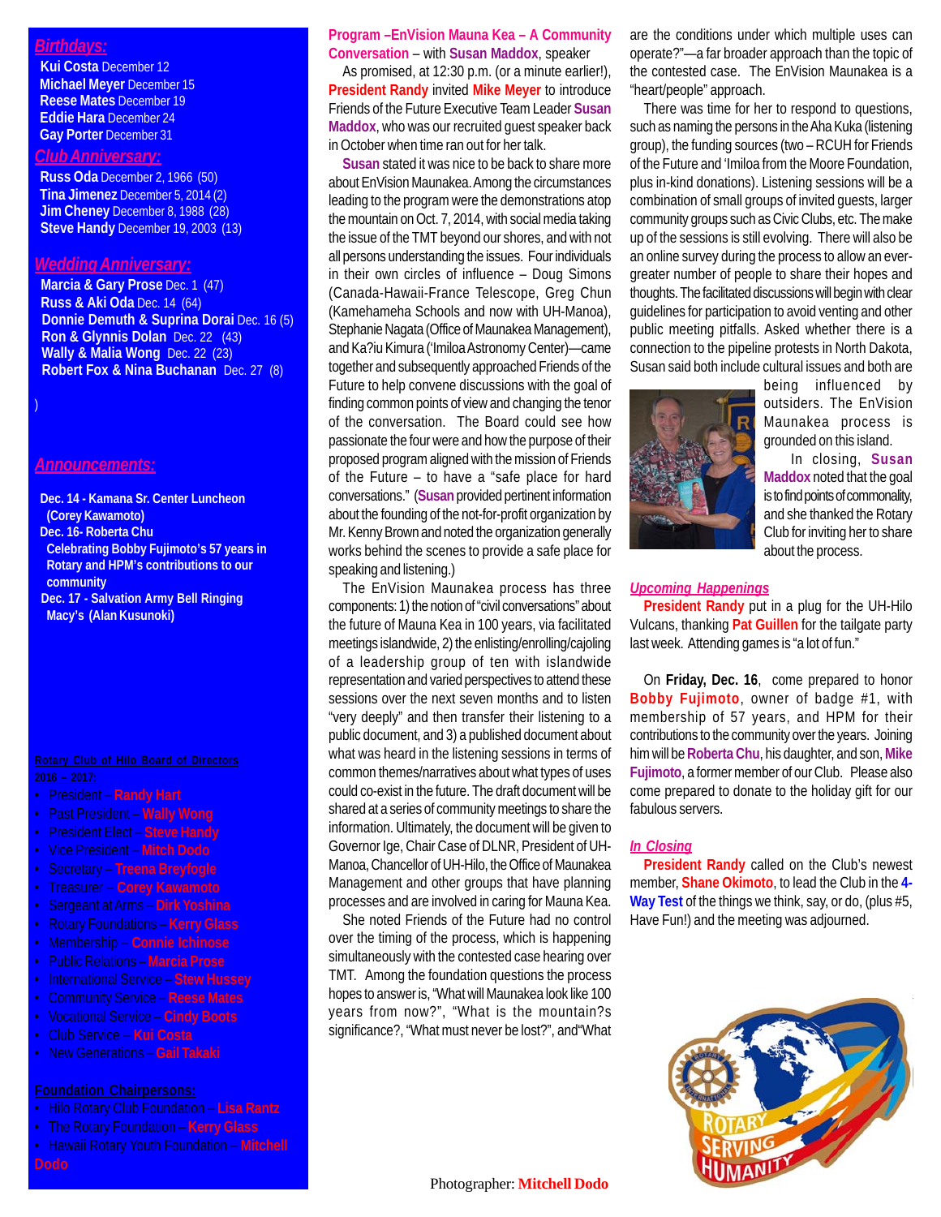## *Birthdays:*

**Kui Costa** December 12
**Michael Meyer** December 15
**Reese Mates** December 19
**Eddie Hara** December 24
**Gay Porter** December 31

## *Club Anniversary:*

**Russ Oda** December 2, 1966 (50)
**Tina Jimenez** December 5, 2014 (2)
**Jim Cheney** December 8, 1988 (28)
**Steve Handy** December 19, 2003 (13)

## *Wedding Anniversary:*

**Marcia & Gary Prose** Dec. 1 (47)
**Russ & Aki Oda** Dec. 14 (64)
**Donnie Demuth & Suprina Dorai** Dec. 16 (5)
**Ron & Glynnis Dolan** Dec. 22 (43)
**Wally & Malia Wong** Dec. 22 (23)
**Robert Fox & Nina Buchanan** Dec. 27 (8)

)

## *Announcements:*

**Dec. 14 - Kamana Sr. Center Luncheon (Corey Kawamoto)**
**Dec. 16- Roberta Chu**
**Celebrating Bobby Fujimoto's 57 years in Rotary and HPM's contributions to our community**
**Dec. 17 - Salvation Army Bell Ringing Macy's (Alan Kusunoki)**

**Rotary Club of Hilo Board of Directors 2016 – 2017:**

- President – **Randy Hart**
- Past President – **Wally Wong**
- President Elect – **Steve Handy**
- Vice President – **Mitch Dodo**
- Secretary – **Treena Breyfogle**
- Treasurer – **Corey Kawamoto**
- Sergeant at Arms – **Dirk Yoshina**
- Rotary Foundations – **Kerry Glass**
- Membership – **Connie Ichinose**
- Public Relations – **Marcia Prose**
- International Service – **Stew Hussey**
- Community Service – **Reese Mates**
- Vocational Service – **Cindy Boots**
- Club Service – **Kui Costa**
- New Generations – **Gail Takaki**

**Foundation Chairpersons:**

- Hilo Rotary Club Foundation – **Lisa Rantz**
- The Rotary Foundation – **Kerry Glass**
- Hawaii Rotary Youth Foundation – **Mitchell Dodo**

**Program –EnVision Mauna Kea – A Community Conversation** – with **Susan Maddox**, speaker

As promised, at 12:30 p.m. (or a minute earlier!), **President Randy** invited **Mike Meyer** to introduce Friends of the Future Executive Team Leader **Susan Maddox**, who was our recruited guest speaker back in October when time ran out for her talk.

**Susan** stated it was nice to be back to share more about EnVision Maunakea. Among the circumstances leading to the program were the demonstrations atop the mountain on Oct. 7, 2014, with social media taking the issue of the TMT beyond our shores, and with not all persons understanding the issues. Four individuals in their own circles of influence – Doug Simons (Canada-Hawaii-France Telescope, Greg Chun (Kamehameha Schools and now with UH-Manoa), Stephanie Nagata (Office of Maunakea Management), and Ka?iu Kimura ('Imiloa Astronomy Center)—came together and subsequently approached Friends of the Future to help convene discussions with the goal of finding common points of view and changing the tenor of the conversation. The Board could see how passionate the four were and how the purpose of their proposed program aligned with the mission of Friends of the Future – to have a "safe place for hard conversations." (**Susan** provided pertinent information about the founding of the not-for-profit organization by Mr. Kenny Brown and noted the organization generally works behind the scenes to provide a safe place for speaking and listening.)

The EnVision Maunakea process has three components: 1) the notion of "civil conversations" about the future of Mauna Kea in 100 years, via facilitated meetings islandwide, 2) the enlisting/enrolling/cajoling of a leadership group of ten with islandwide representation and varied perspectives to attend these sessions over the next seven months and to listen "very deeply" and then transfer their listening to a public document, and 3) a published document about what was heard in the listening sessions in terms of common themes/narratives about what types of uses could co-exist in the future. The draft document will be shared at a series of community meetings to share the information. Ultimately, the document will be given to Governor Ige, Chair Case of DLNR, President of UH-Manoa, Chancellor of UH-Hilo, the Office of Maunakea Management and other groups that have planning processes and are involved in caring for Mauna Kea.

She noted Friends of the Future had no control over the timing of the process, which is happening simultaneously with the contested case hearing over TMT. Among the foundation questions the process hopes to answer is, "What will Maunakea look like 100 years from now?", "What is the mountain?s significance?, "What must never be lost?", and"What are the conditions under which multiple uses can operate?"—a far broader approach than the topic of the contested case. The EnVision Maunakea is a "heart/people" approach.

There was time for her to respond to questions, such as naming the persons in the Aha Kuka (listening group), the funding sources (two – RCUH for Friends of the Future and 'Imiloa from the Moore Foundation, plus in-kind donations). Listening sessions will be a combination of small groups of invited guests, larger community groups such as Civic Clubs, etc. The make up of the sessions is still evolving. There will also be an online survey during the process to allow an ever-greater number of people to share their hopes and thoughts. The facilitated discussions will begin with clear guidelines for participation to avoid venting and other public meeting pitfalls. Asked whether there is a connection to the pipeline protests in North Dakota, Susan said both include cultural issues and both are being influenced by outsiders. The EnVision Maunakea process is grounded on this island.

In closing, **Susan Maddox** noted that the goal is to find points of commonality, and she thanked the Rotary Club for inviting her to share about the process.

Photographer: **Mitchell Dodo**

### *Upcoming Happenings*

**President Randy** put in a plug for the UH-Hilo Vulcans, thanking **Pat Guillen** for the tailgate party last week. Attending games is "a lot of fun."

On **Friday, Dec. 16**, come prepared to honor **Bobby Fujimoto**, owner of badge #1, with membership of 57 years, and HPM for their contributions to the community over the years. Joining him will be **Roberta Chu**, his daughter, and son, **Mike Fujimoto**, a former member of our Club. Please also come prepared to donate to the holiday gift for our fabulous servers.

### *In Closing*

**President Randy** called on the Club's newest member, **Shane Okimoto**, to lead the Club in the **4-Way Test** of the things we think, say, or do, (plus #5, Have Fun!) and the meeting was adjourned.